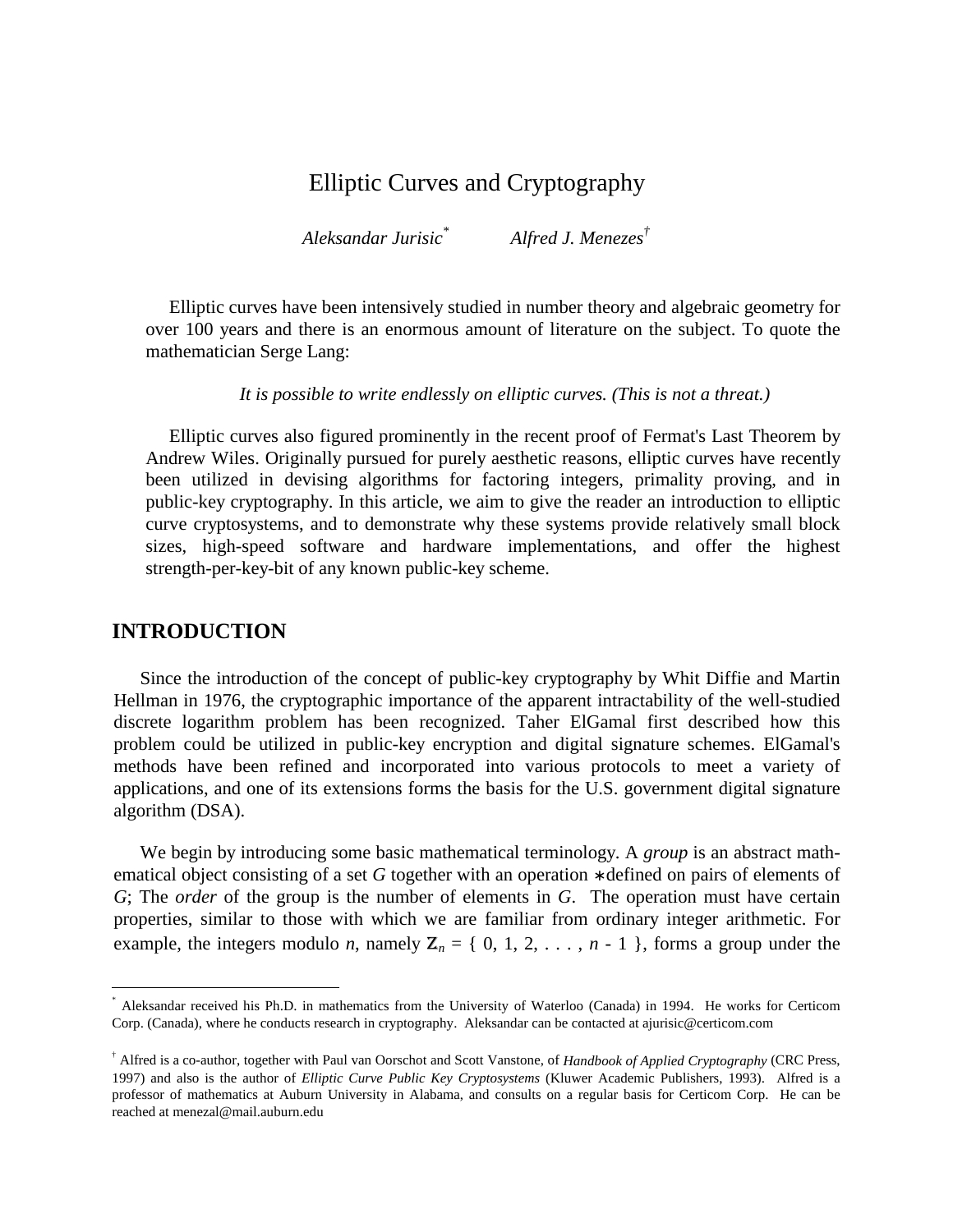# Elliptic Curves and Cryptography

*Aleksandar Jurisic*[*] *Alfred J. Menezes*[†]

Elliptic curves have been intensively studied in number theory and algebraic geometry for over 100 years and there is an enormous amount of literature on the subject. To quote the mathematician Serge Lang:

*It is possible to write endlessly on elliptic curves. (This is not a threat.)*

Elliptic curves also figured prominently in the recent proof of Fermat's Last Theorem by Andrew Wiles. Originally pursued for purely aesthetic reasons, elliptic curves have recently been utilized in devising algorithms for factoring integers, primality proving, and in public-key cryptography. In this article, we aim to give the reader an introduction to elliptic curve cryptosystems, and to demonstrate why these systems provide relatively small block sizes, high-speed software and hardware implementations, and offer the highest strength-per-key-bit of any known public-key scheme.

## INTRODUCTION

Since the introduction of the concept of public-key cryptography by Whit Diffie and Martin Hellman in 1976, the cryptographic importance of the apparent intractability of the well-studied discrete logarithm problem has been recognized. Taher ElGamal first described how this problem could be utilized in public-key encryption and digital signature schemes. ElGamal's methods have been refined and incorporated into various protocols to meet a variety of applications, and one of its extensions forms the basis for the U.S. government digital signature algorithm (DSA).

We begin by introducing some basic mathematical terminology. A *group* is an abstract mathematical object consisting of a set $G$ together with an operation $*$ defined on pairs of elements of $G$; The *order* of the group is the number of elements in $G$. The operation must have certain properties, similar to those with which we are familiar from ordinary integer arithmetic. For example, the integers modulo $n$, namely $\mathbb{Z}_n = \{ 0, 1, 2, \ldots, n - 1 \}$, forms a group under the

---

[*] Aleksandar received his Ph.D. in mathematics from the University of Waterloo (Canada) in 1994. He works for Certicom Corp. (Canada), where he conducts research in cryptography. Aleksandar can be contacted at ajurisic@certicom.com

[†] Alfred is a co-author, together with Paul van Oorschot and Scott Vanstone, of *Handbook of Applied Cryptography* (CRC Press, 1997) and also is the author of *Elliptic Curve Public Key Cryptosystems* (Kluwer Academic Publishers, 1993). Alfred is a professor of mathematics at Auburn University in Alabama, and consults on a regular basis for Certicom Corp. He can be reached at menezal@mail.auburn.edu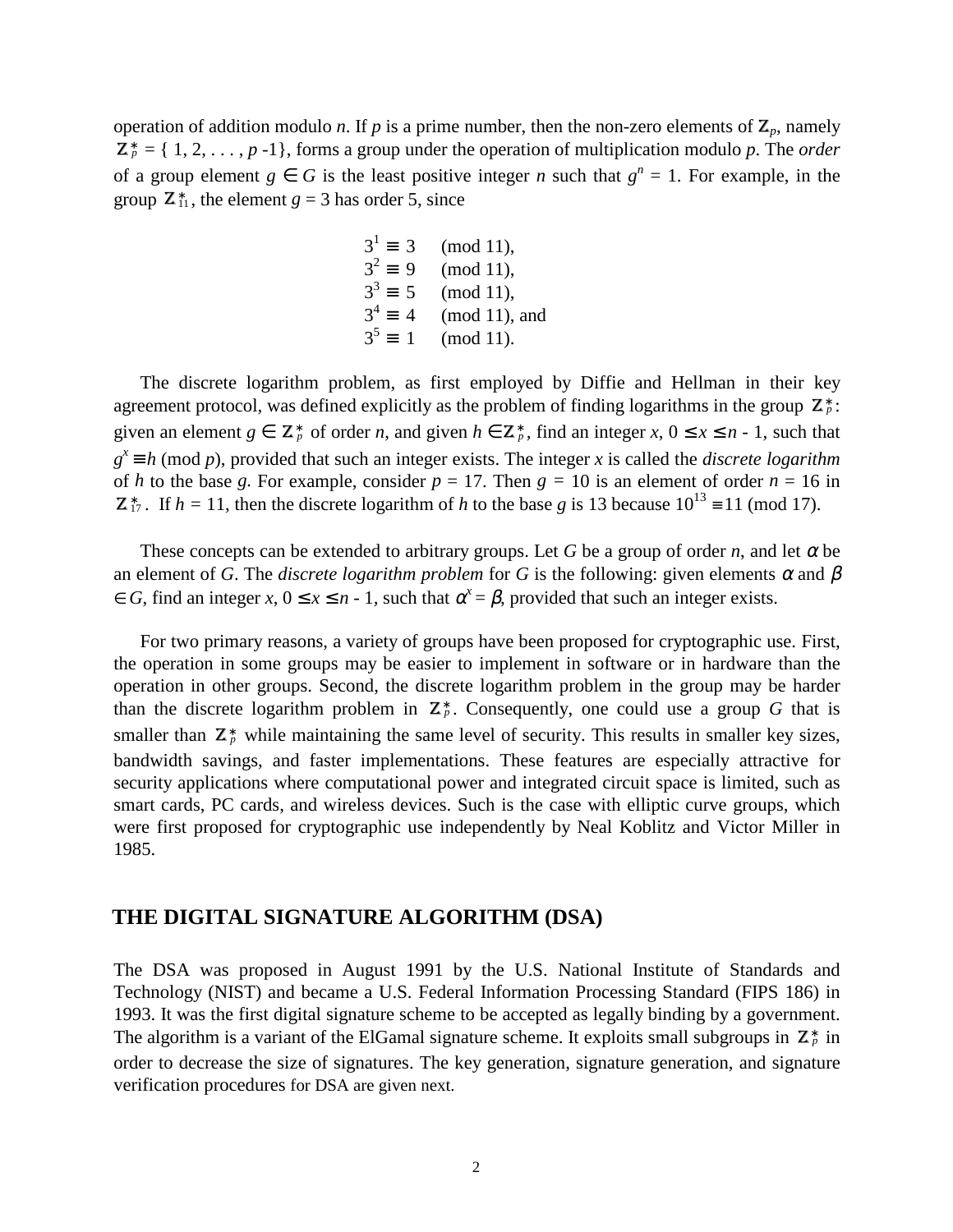operation of addition modulo $n$. If $p$ is a prime number, then the non-zero elements of $\mathbb{Z}_p$, namely $\mathbb{Z}_p^* = \{1, 2, \ldots, p-1\}$, forms a group under the operation of multiplication modulo $p$. The *order* of a group element $g \in G$ is the least positive integer $n$ such that $g^n = 1$. For example, in the group $\mathbb{Z}_{11}^*$, the element $g = 3$ has order 5, since

$$
\begin{aligned}
3^1 &\equiv 3 \pmod{11}, \\
3^2 &\equiv 9 \pmod{11}, \\
3^3 &\equiv 5 \pmod{11}, \\
3^4 &\equiv 4 \pmod{11}, \text{ and} \\
3^5 &\equiv 1 \pmod{11}.
\end{aligned}
$$

The discrete logarithm problem, as first employed by Diffie and Hellman in their key agreement protocol, was defined explicitly as the problem of finding logarithms in the group $\mathbb{Z}_p^*$: given an element $g \in \mathbb{Z}_p^*$ of order $n$, and given $h \in \mathbb{Z}_p^*$, find an integer $x$, $0 \leq x \leq n - 1$, such that $g^x \equiv h \pmod{p}$, provided that such an integer exists. The integer $x$ is called the *discrete logarithm* of $h$ to the base $g$. For example, consider $p = 17$. Then $g = 10$ is an element of order $n = 16$ in $\mathbb{Z}_{17}^*$. If $h = 11$, then the discrete logarithm of $h$ to the base $g$ is 13 because $10^{13} \equiv 11 \pmod{17}$.

These concepts can be extended to arbitrary groups. Let $G$ be a group of order $n$, and let $\alpha$ be an element of $G$. The *discrete logarithm problem* for $G$ is the following: given elements $\alpha$ and $\beta \in G$, find an integer $x$, $0 \leq x \leq n - 1$, such that $\alpha^x = \beta$, provided that such an integer exists.

For two primary reasons, a variety of groups have been proposed for cryptographic use. First, the operation in some groups may be easier to implement in software or in hardware than the operation in other groups. Second, the discrete logarithm problem in the group may be harder than the discrete logarithm problem in $\mathbb{Z}_p^*$. Consequently, one could use a group $G$ that is smaller than $\mathbb{Z}_p^*$ while maintaining the same level of security. This results in smaller key sizes, bandwidth savings, and faster implementations. These features are especially attractive for security applications where computational power and integrated circuit space is limited, such as smart cards, PC cards, and wireless devices. Such is the case with elliptic curve groups, which were first proposed for cryptographic use independently by Neal Koblitz and Victor Miller in 1985.

## THE DIGITAL SIGNATURE ALGORITHM (DSA)

The DSA was proposed in August 1991 by the U.S. National Institute of Standards and Technology (NIST) and became a U.S. Federal Information Processing Standard (FIPS 186) in 1993. It was the first digital signature scheme to be accepted as legally binding by a government. The algorithm is a variant of the ElGamal signature scheme. It exploits small subgroups in $\mathbb{Z}_p^*$ in order to decrease the size of signatures. The key generation, signature generation, and signature verification procedures for DSA are given next.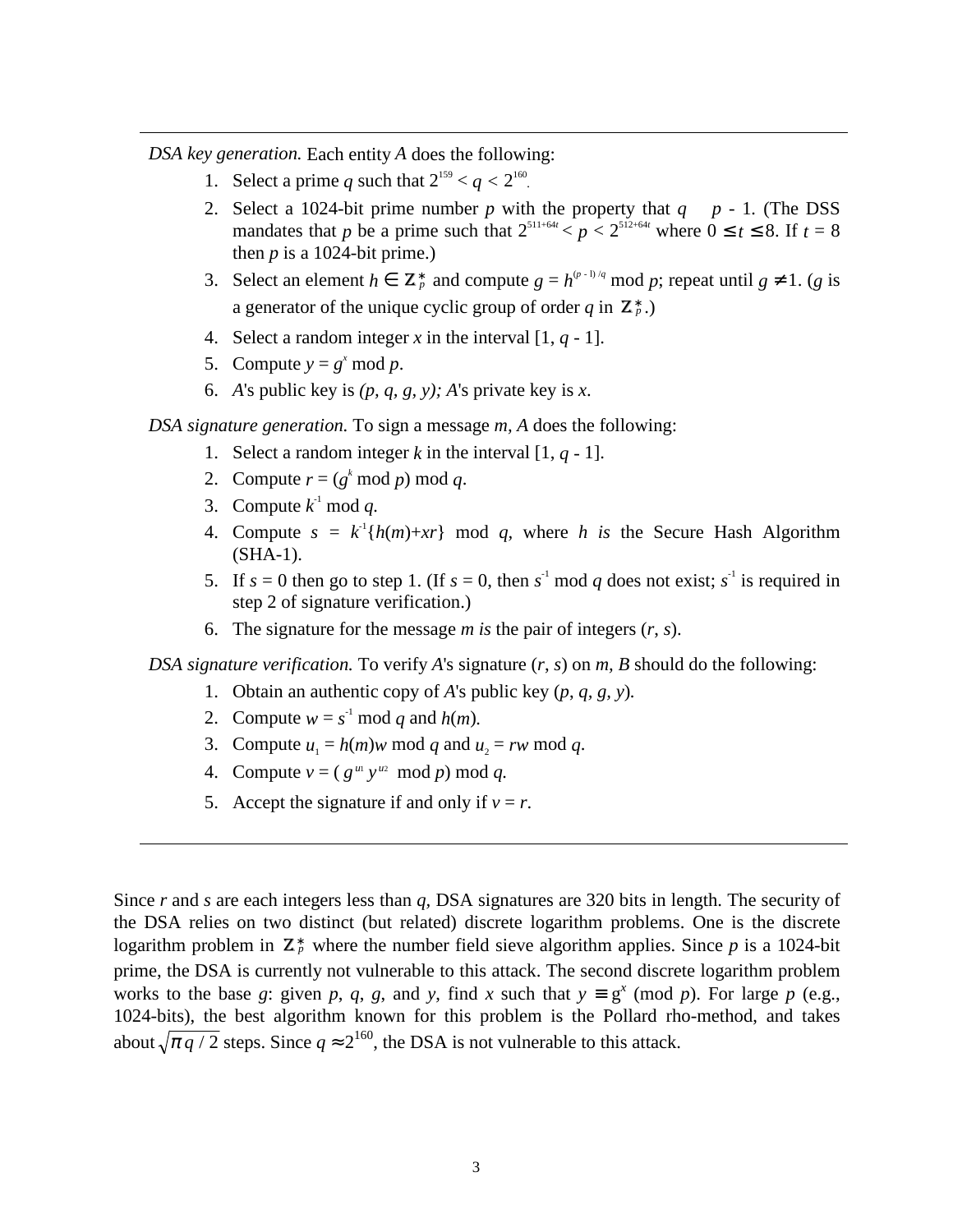---

*DSA key generation.* Each entity *A* does the following:

1. Select a prime $q$ such that $2^{159} < q < 2^{160}$.
2. Select a 1024-bit prime number $p$ with the property that $q \mid p - 1$. (The DSS mandates that $p$ be a prime such that $2^{511+64t} < p < 2^{512+64t}$ where $0 \leq t \leq 8$. If $t = 8$ then $p$ is a 1024-bit prime.)
3. Select an element $h \in \mathbb{Z}_p^*$ and compute $g = h^{(p-1)/q} \bmod p$; repeat until $g \neq 1$. ($g$ is a generator of the unique cyclic group of order $q$ in $\mathbb{Z}_p^*$.)
4. Select a random integer $x$ in the interval $[1, q - 1]$.
5. Compute $y = g^x \bmod p$.
6. *A*'s public key is $(p, q, g, y)$; *A*'s private key is $x$.

*DSA signature generation.* To sign a message $m$, *A* does the following:

1. Select a random integer $k$ in the interval $[1, q - 1]$.
2. Compute $r = (g^k \bmod p) \bmod q$.
3. Compute $k^{-1} \bmod q$.
4. Compute $s = k^{-1}\{h(m)+xr\} \bmod q$, where $h$ *is* the Secure Hash Algorithm (SHA-1).
5. If $s = 0$ then go to step 1. (If $s = 0$, then $s^{-1} \bmod q$ does not exist; $s^{-1}$ is required in step 2 of signature verification.)
6. The signature for the message $m$ *is* the pair of integers $(r, s)$.

*DSA signature verification.* To verify *A*'s signature $(r, s)$ on $m$, *B* should do the following:

1. Obtain an authentic copy of *A*'s public key $(p, q, g, y)$.
2. Compute $w = s^{-1} \bmod q$ and $h(m)$.
3. Compute $u_1 = h(m)w \bmod q$ and $u_2 = rw \bmod q$.
4. Compute $v = (g^{u_1} y^{u_2} \bmod p) \bmod q$.
5. Accept the signature if and only if $v = r$.

---

Since $r$ and $s$ are each integers less than $q$, DSA signatures are 320 bits in length. The security of the DSA relies on two distinct (but related) discrete logarithm problems. One is the discrete logarithm problem in $\mathbb{Z}_p^*$ where the number field sieve algorithm applies. Since $p$ is a 1024-bit prime, the DSA is currently not vulnerable to this attack. The second discrete logarithm problem works to the base $g$: given $p$, $q$, $g$, and $y$, find $x$ such that $y \equiv g^x \pmod{p}$. For large $p$ (e.g., 1024-bits), the best algorithm known for this problem is the Pollard rho-method, and takes about $\sqrt{\pi q / 2}$ steps. Since $q \approx 2^{160}$, the DSA is not vulnerable to this attack.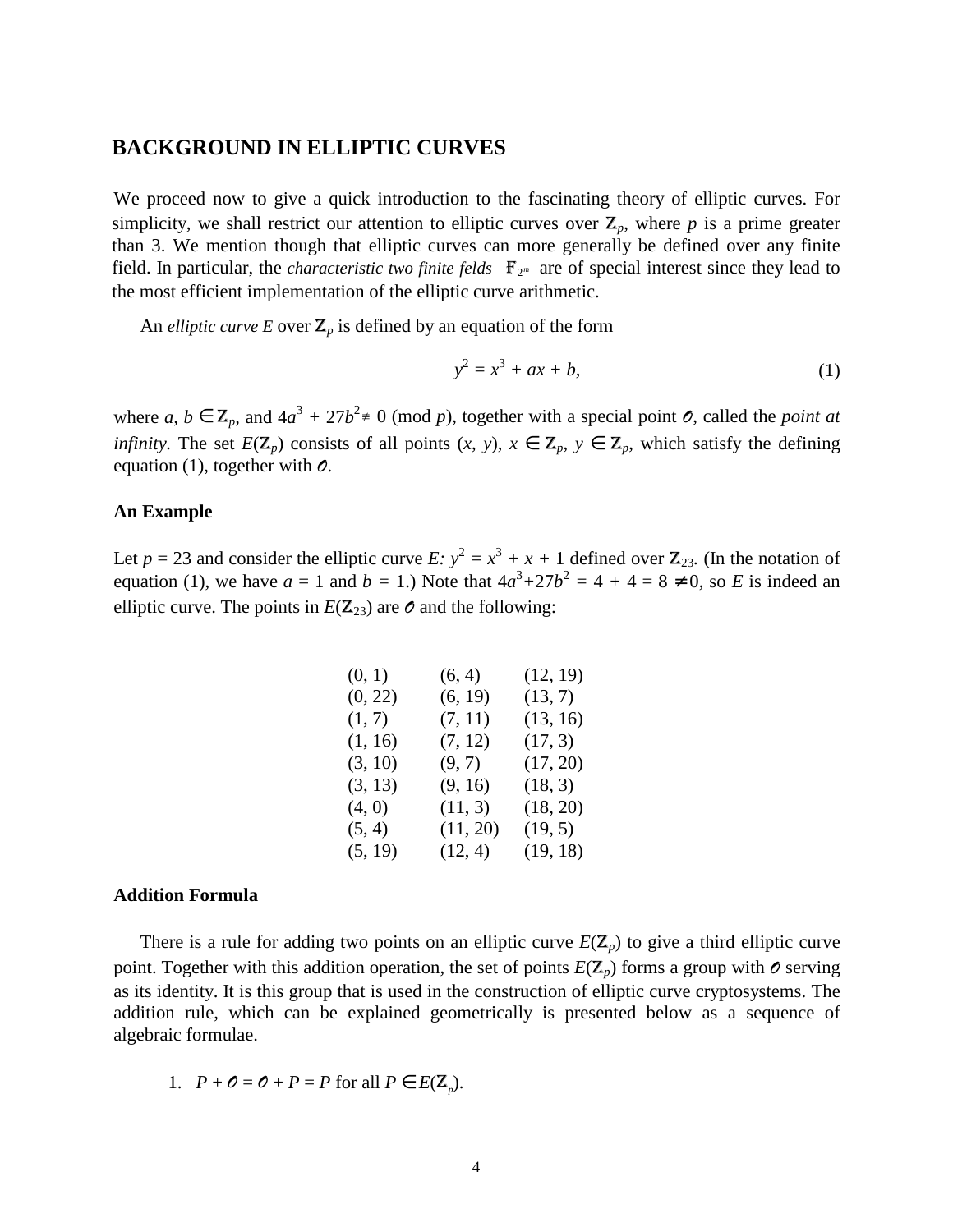## BACKGROUND IN ELLIPTIC CURVES

We proceed now to give a quick introduction to the fascinating theory of elliptic curves. For simplicity, we shall restrict our attention to elliptic curves over $\mathbb{Z}_p$, where $p$ is a prime greater than 3. We mention though that elliptic curves can more generally be defined over any finite field. In particular, the *characteristic two finite felds* $\mathbb{F}_{2^m}$ are of special interest since they lead to the most efficient implementation of the elliptic curve arithmetic.

An *elliptic curve E* over $\mathbb{Z}_p$ is defined by an equation of the form

$$y^2 = x^3 + ax + b, \tag{1}$$

where $a, b \in \mathbb{Z}_p$, and $4a^3 + 27b^2 \neq 0 \pmod{p}$, together with a special point $\mathcal{O}$, called the *point at infinity*. The set $E(\mathbb{Z}_p)$ consists of all points $(x, y)$, $x \in \mathbb{Z}_p$, $y \in \mathbb{Z}_p$, which satisfy the defining equation (1), together with $\mathcal{O}$.

### An Example

Let $p = 23$ and consider the elliptic curve $E$: $y^2 = x^3 + x + 1$ defined over $\mathbb{Z}_{23}$. (In the notation of equation (1), we have $a = 1$ and $b = 1$.) Note that $4a^3+27b^2 = 4 + 4 = 8 \neq 0$, so $E$ is indeed an elliptic curve. The points in $E(\mathbb{Z}_{23})$ are $\mathcal{O}$ and the following:

| | | |
|---|---|---|
| (0, 1) | (6, 4) | (12, 19) |
| (0, 22) | (6, 19) | (13, 7) |
| (1, 7) | (7, 11) | (13, 16) |
| (1, 16) | (7, 12) | (17, 3) |
| (3, 10) | (9, 7) | (17, 20) |
| (3, 13) | (9, 16) | (18, 3) |
| (4, 0) | (11, 3) | (18, 20) |
| (5, 4) | (11, 20) | (19, 5) |
| (5, 19) | (12, 4) | (19, 18) |

### Addition Formula

There is a rule for adding two points on an elliptic curve $E(\mathbb{Z}_p)$ to give a third elliptic curve point. Together with this addition operation, the set of points $E(\mathbb{Z}_p)$ forms a group with $\mathcal{O}$ serving as its identity. It is this group that is used in the construction of elliptic curve cryptosystems. The addition rule, which can be explained geometrically is presented below as a sequence of algebraic formulae.

1. $P + \mathcal{O} = \mathcal{O} + P = P$ for all $P \in E(\mathbb{Z}_p)$.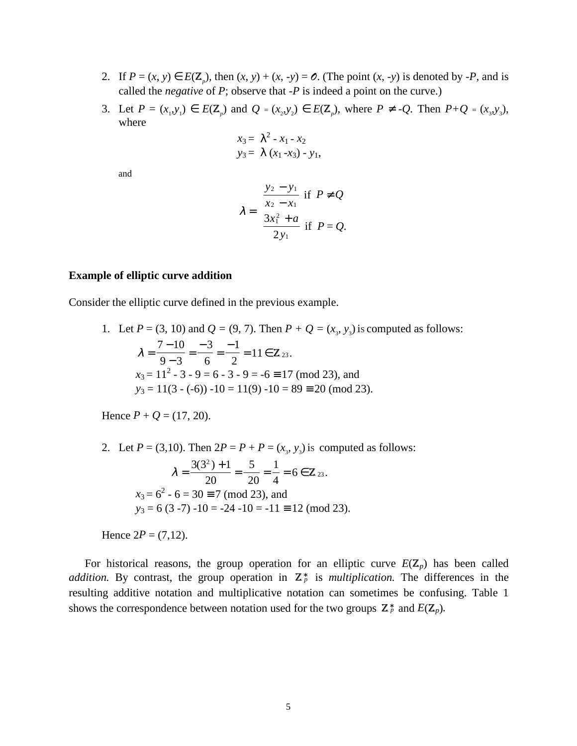2. If $P = (x, y) \in E(\mathbb{Z}_p)$, then $(x, y) + (x, -y) = \mathcal{O}$. (The point $(x, -y)$ is denoted by $-P$, and is called the *negative* of $P$; observe that $-P$ is indeed a point on the curve.)
3. Let $P = (x_1, y_1) \in E(\mathbb{Z}_p)$ and $Q = (x_2, y_2) \in E(\mathbb{Z}_p)$, where $P \neq -Q$. Then $P+Q = (x_3, y_3)$, where

$$x_3 = \lambda^2 - x_1 - x_2$$
$$y_3 = \lambda(x_1 - x_3) - y_1,$$

and

$$\lambda = \begin{cases} \dfrac{y_2 - y_1}{x_2 - x_1} & \text{if } P \neq Q \\[2ex] \dfrac{3x_1^2 + a}{2y_1} & \text{if } P = Q. \end{cases}$$

**Example of elliptic curve addition**

Consider the elliptic curve defined in the previous example.

1. Let $P = (3, 10)$ and $Q = (9, 7)$. Then $P + Q = (x_3, y_3)$ is computed as follows:

$$\lambda = \frac{7-10}{9-3} = \frac{-3}{6} = \frac{-1}{2} = 11 \in \mathbb{Z}_{23}.$$

$x_3 = 11^2 - 3 - 9 = 6 - 3 - 9 = -6 \equiv 17 \pmod{23}$, and

$y_3 = 11(3 - (-6)) - 10 = 11(9) - 10 = 89 \equiv 20 \pmod{23}$.

Hence $P + Q = (17, 20)$.

2. Let $P = (3,10)$. Then $2P = P + P = (x_3, y_3)$ is computed as follows:

$$\lambda = \frac{3(3^2)+1}{20} = \frac{5}{20} = \frac{1}{4} = 6 \in \mathbb{Z}_{23}.$$

$x_3 = 6^2 - 6 = 30 \equiv 7 \pmod{23}$, and

$y_3 = 6(3 - 7) - 10 = -24 - 10 = -11 \equiv 12 \pmod{23}$.

Hence $2P = (7,12)$.

For historical reasons, the group operation for an elliptic curve $E(\mathbb{Z}_p)$ has been called *addition.* By contrast, the group operation in $\mathbb{Z}_p^*$ is *multiplication.* The differences in the resulting additive notation and multiplicative notation can sometimes be confusing. Table 1 shows the correspondence between notation used for the two groups $\mathbb{Z}_p^*$ and $E(\mathbb{Z}_p)$.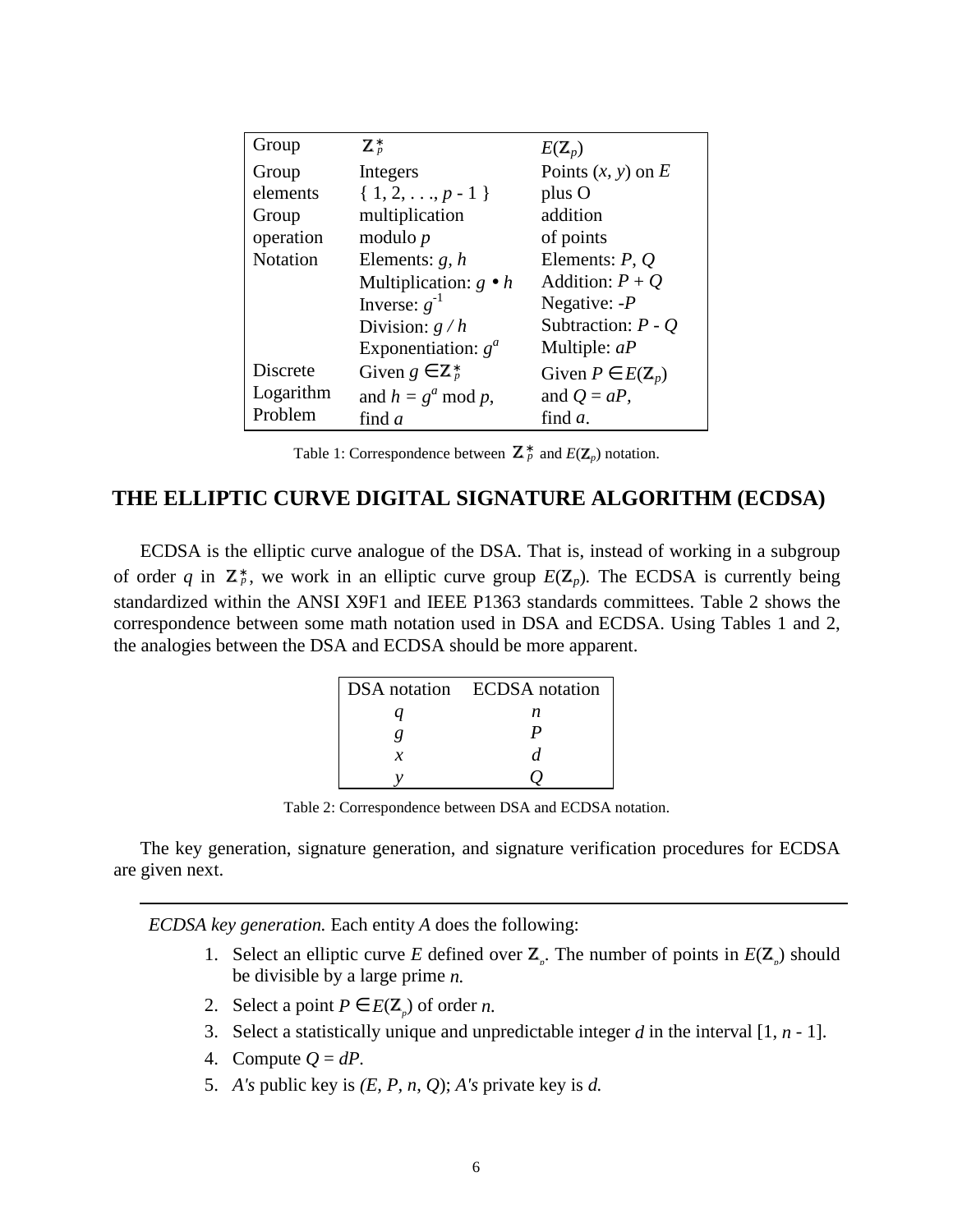| Group | $\mathbb{Z}_p^*$ | $E(\mathbb{Z}_p)$ |
|---|---|---|
| Group elements | Integers $\{ 1, 2, \ldots, p - 1 \}$ | Points $(x, y)$ on $E$ plus O |
| Group operation | multiplication modulo $p$ | addition of points |
| Notation | Elements: $g$, $h$<br>Multiplication: $g \bullet h$<br>Inverse: $g^{-1}$<br>Division: $g / h$<br>Exponentiation: $g^a$ | Elements: $P$, $Q$<br>Addition: $P + Q$<br>Negative: $-P$<br>Subtraction: $P - Q$<br>Multiple: $aP$ |
| Discrete Logarithm Problem | Given $g \in \mathbb{Z}_p^*$ and $h = g^a \bmod p$, find $a$ | Given $P \in E(\mathbb{Z}_p)$ and $Q = aP$, find $a$. |

Table 1: Correspondence between $\mathbb{Z}_p^*$ and $E(\mathbb{Z}_p)$ notation.

## THE ELLIPTIC CURVE DIGITAL SIGNATURE ALGORITHM (ECDSA)

ECDSA is the elliptic curve analogue of the DSA. That is, instead of working in a subgroup of order $q$ in $\mathbb{Z}_p^*$, we work in an elliptic curve group $E(\mathbb{Z}_p)$. The ECDSA is currently being standardized within the ANSI X9F1 and IEEE P1363 standards committees. Table 2 shows the correspondence between some math notation used in DSA and ECDSA. Using Tables 1 and 2, the analogies between the DSA and ECDSA should be more apparent.

| DSA notation | ECDSA notation |
|---|---|
| $q$ | $n$ |
| $g$ | $P$ |
| $x$ | $d$ |
| $y$ | $Q$ |

Table 2: Correspondence between DSA and ECDSA notation.

The key generation, signature generation, and signature verification procedures for ECDSA are given next.

---

*ECDSA key generation.* Each entity $A$ does the following:

1. Select an elliptic curve $E$ defined over $\mathbb{Z}_p$. The number of points in $E(\mathbb{Z}_p)$ should be divisible by a large prime $n$.
2. Select a point $P \in E(\mathbb{Z}_p)$ of order $n$.
3. Select a statistically unique and unpredictable integer $d$ in the interval $[1, n - 1]$.
4. Compute $Q = dP$.
5. *A's* public key is $(E, P, n, Q)$; *A's* private key is $d$.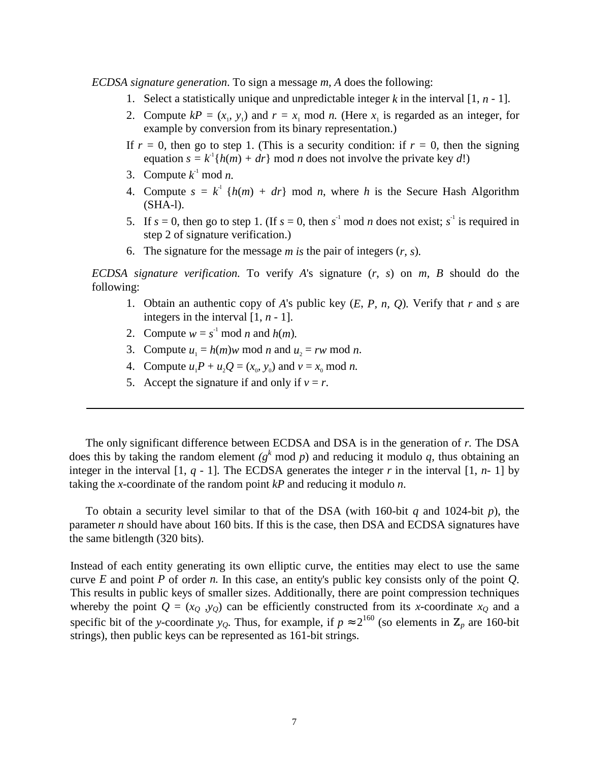*ECDSA signature generation*. To sign a message *m*, *A* does the following:

1. Select a statistically unique and unpredictable integer $k$ in the interval $[1, n - 1]$.
2. Compute $kP = (x_1, y_1)$ and $r = x_1 \bmod n$. (Here $x_1$ is regarded as an integer, for example by conversion from its binary representation.)

   If $r = 0$, then go to step 1. (This is a security condition: if $r = 0$, then the signing equation $s = k^{-1}\{h(m) + dr\} \bmod n$ does not involve the private key $d$!)
3. Compute $k^{-1} \bmod n$.
4. Compute $s = k^{-1}\ \{h(m) + dr\} \bmod n$, where $h$ is the Secure Hash Algorithm (SHA-l).
5. If $s = 0$, then go to step 1. (If $s = 0$, then $s^{-1} \bmod n$ does not exist; $s^{-1}$ is required in step 2 of signature verification.)
6. The signature for the message *m is* the pair of integers $(r, s)$.

*ECDSA signature verification.* To verify *A*'s signature $(r, s)$ on *m*, *B* should do the following:

1. Obtain an authentic copy of *A*'s public key $(E, P, n, Q)$. Verify that $r$ and $s$ are integers in the interval $[1, n - 1]$.
2. Compute $w = s^{-1} \bmod n$ and $h(m)$.
3. Compute $u_1 = h(m)w \bmod n$ and $u_2 = rw \bmod n$.
4. Compute $u_1P + u_2Q = (x_0, y_0)$ and $v = x_0 \bmod n$.
5. Accept the signature if and only if $v = r$.

---

The only significant difference between ECDSA and DSA is in the generation of *r.* The DSA does this by taking the random element $(g^k \bmod p)$ and reducing it modulo $q$, thus obtaining an integer in the interval $[1, q - 1]$. The ECDSA generates the integer $r$ in the interval $[1, n- 1]$ by taking the *x*-coordinate of the random point $kP$ and reducing it modulo $n$.

To obtain a security level similar to that of the DSA (with 160-bit $q$ and 1024-bit $p$), the parameter $n$ should have about 160 bits. If this is the case, then DSA and ECDSA signatures have the same bitlength (320 bits).

Instead of each entity generating its own elliptic curve, the entities may elect to use the same curve $E$ and point $P$ of order $n$. In this case, an entity's public key consists only of the point $Q$. This results in public keys of smaller sizes. Additionally, there are point compression techniques whereby the point $Q = (x_Q, y_Q)$ can be efficiently constructed from its *x*-coordinate $x_Q$ and a specific bit of the *y*-coordinate $y_Q$. Thus, for example, if $p \approx 2^{160}$ (so elements in $\mathbb{Z}_p$ are 160-bit strings), then public keys can be represented as 161-bit strings.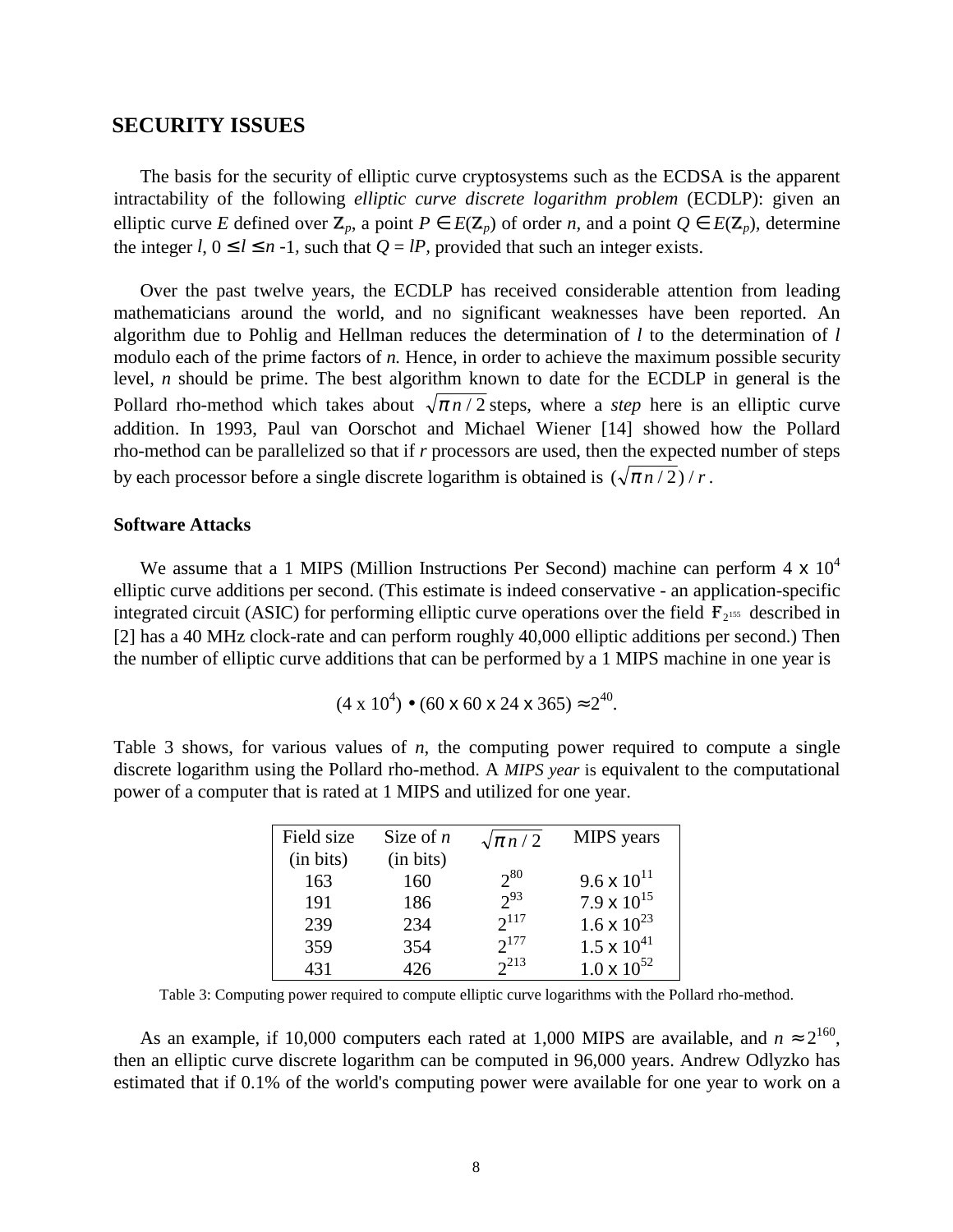## SECURITY ISSUES

The basis for the security of elliptic curve cryptosystems such as the ECDSA is the apparent intractability of the following *elliptic curve discrete logarithm problem* (ECDLP): given an elliptic curve $E$ defined over $\mathbb{Z}_p$, a point $P \in E(\mathbb{Z}_p)$ of order $n$, and a point $Q \in E(\mathbb{Z}_p)$, determine the integer $l$, $0 \leq l \leq n - 1$, such that $Q = lP$, provided that such an integer exists.

Over the past twelve years, the ECDLP has received considerable attention from leading mathematicians around the world, and no significant weaknesses have been reported. An algorithm due to Pohlig and Hellman reduces the determination of $l$ to the determination of $l$ modulo each of the prime factors of $n$. Hence, in order to achieve the maximum possible security level, $n$ should be prime. The best algorithm known to date for the ECDLP in general is the Pollard rho-method which takes about $\sqrt{\pi n/2}$ steps, where a *step* here is an elliptic curve addition. In 1993, Paul van Oorschot and Michael Wiener [14] showed how the Pollard rho-method can be parallelized so that if $r$ processors are used, then the expected number of steps by each processor before a single discrete logarithm is obtained is $(\sqrt{\pi n/2})/r$.

### Software Attacks

We assume that a 1 MIPS (Million Instructions Per Second) machine can perform $4 \times 10^4$ elliptic curve additions per second. (This estimate is indeed conservative - an application-specific integrated circuit (ASIC) for performing elliptic curve operations over the field $\mathbb{F}_{2^{155}}$ described in [2] has a 40 MHz clock-rate and can perform roughly 40,000 elliptic additions per second.) Then the number of elliptic curve additions that can be performed by a 1 MIPS machine in one year is

$$(4 \times 10^4) \bullet (60 \times 60 \times 24 \times 365) \approx 2^{40}.$$

Table 3 shows, for various values of $n$, the computing power required to compute a single discrete logarithm using the Pollard rho-method. A *MIPS year* is equivalent to the computational power of a computer that is rated at 1 MIPS and utilized for one year.

| Field size (in bits) | Size of $n$ (in bits) | $\sqrt{\pi n/2}$ | MIPS years |
|---|---|---|---|
| 163 | 160 | $2^{80}$ | $9.6 \times 10^{11}$ |
| 191 | 186 | $2^{93}$ | $7.9 \times 10^{15}$ |
| 239 | 234 | $2^{117}$ | $1.6 \times 10^{23}$ |
| 359 | 354 | $2^{177}$ | $1.5 \times 10^{41}$ |
| 431 | 426 | $2^{213}$ | $1.0 \times 10^{52}$ |

Table 3: Computing power required to compute elliptic curve logarithms with the Pollard rho-method.

As an example, if 10,000 computers each rated at 1,000 MIPS are available, and $n \approx 2^{160}$, then an elliptic curve discrete logarithm can be computed in 96,000 years. Andrew Odlyzko has estimated that if 0.1% of the world's computing power were available for one year to work on a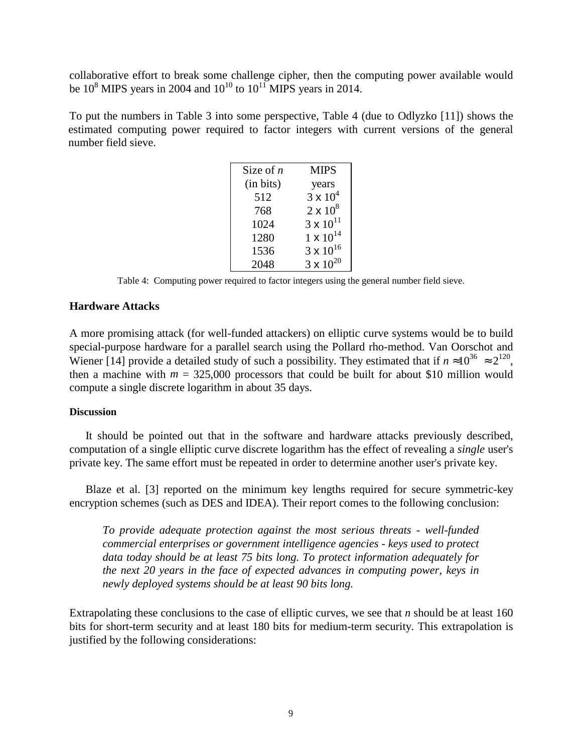collaborative effort to break some challenge cipher, then the computing power available would be $10^8$ MIPS years in 2004 and $10^{10}$ to $10^{11}$ MIPS years in 2014.

To put the numbers in Table 3 into some perspective, Table 4 (due to Odlyzko [11]) shows the estimated computing power required to factor integers with current versions of the general number field sieve.

| Size of *n* (in bits) | MIPS years |
|---|---|
| 512 | $3 \times 10^4$ |
| 768 | $2 \times 10^8$ |
| 1024 | $3 \times 10^{11}$ |
| 1280 | $1 \times 10^{14}$ |
| 1536 | $3 \times 10^{16}$ |
| 2048 | $3 \times 10^{20}$ |

Table 4: Computing power required to factor integers using the general number field sieve.

### Hardware Attacks

A more promising attack (for well-funded attackers) on elliptic curve systems would be to build special-purpose hardware for a parallel search using the Pollard rho-method. Van Oorschot and Wiener [14] provide a detailed study of such a possibility. They estimated that if $n \approx 10^{36} \approx 2^{120}$, then a machine with $m$ = 325,000 processors that could be built for about $10 million would compute a single discrete logarithm in about 35 days.

#### Discussion

It should be pointed out that in the software and hardware attacks previously described, computation of a single elliptic curve discrete logarithm has the effect of revealing a *single* user's private key. The same effort must be repeated in order to determine another user's private key.

Blaze et al. [3] reported on the minimum key lengths required for secure symmetric-key encryption schemes (such as DES and IDEA). Their report comes to the following conclusion:

> *To provide adequate protection against the most serious threats - well-funded commercial enterprises or government intelligence agencies - keys used to protect data today should be at least 75 bits long. To protect information adequately for the next 20 years in the face of expected advances in computing power, keys in newly deployed systems should be at least 90 bits long.*

Extrapolating these conclusions to the case of elliptic curves, we see that *n* should be at least 160 bits for short-term security and at least 180 bits for medium-term security. This extrapolation is justified by the following considerations: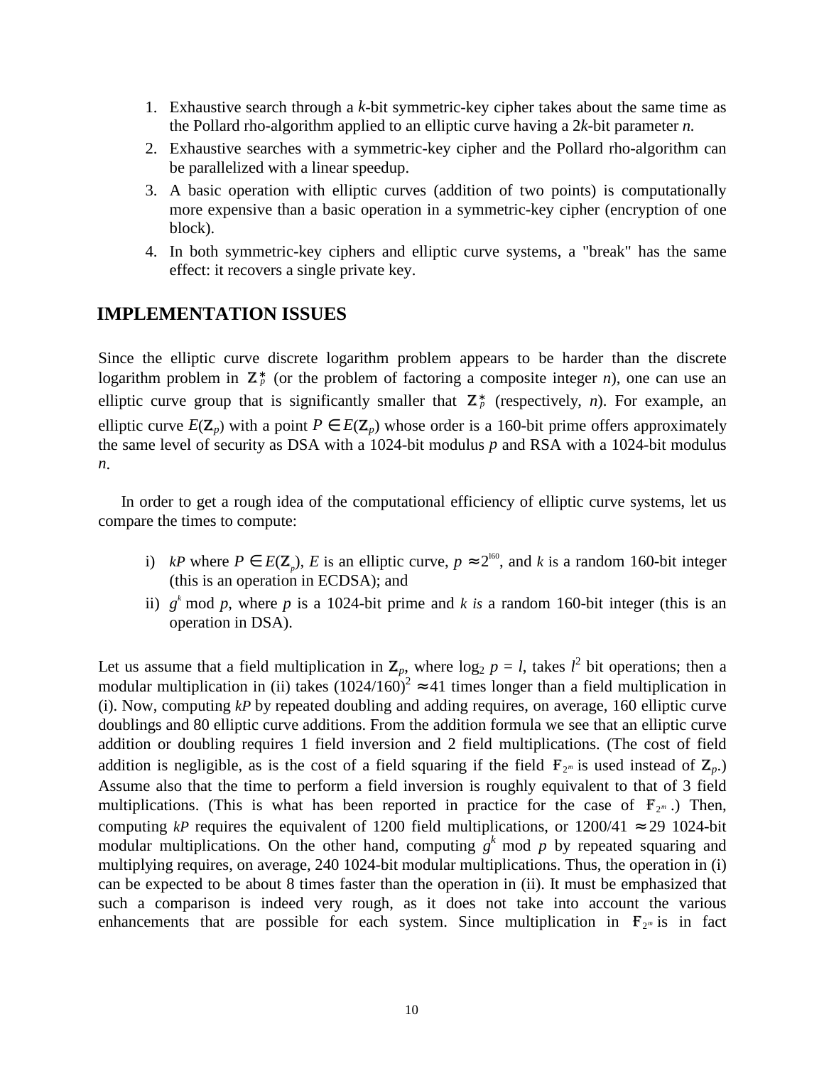1. Exhaustive search through a *k*-bit symmetric-key cipher takes about the same time as the Pollard rho-algorithm applied to an elliptic curve having a 2*k*-bit parameter *n.*
2. Exhaustive searches with a symmetric-key cipher and the Pollard rho-algorithm can be parallelized with a linear speedup.
3. A basic operation with elliptic curves (addition of two points) is computationally more expensive than a basic operation in a symmetric-key cipher (encryption of one block).
4. In both symmetric-key ciphers and elliptic curve systems, a "break" has the same effect: it recovers a single private key.

## IMPLEMENTATION ISSUES

Since the elliptic curve discrete logarithm problem appears to be harder than the discrete logarithm problem in $\mathbb{Z}_p^*$ (or the problem of factoring a composite integer *n*), one can use an elliptic curve group that is significantly smaller that $\mathbb{Z}_p^*$ (respectively, *n*). For example, an elliptic curve $E(\mathbb{Z}_p)$ with a point $P \in E(\mathbb{Z}_p)$ whose order is a 160-bit prime offers approximately the same level of security as DSA with a 1024-bit modulus *p* and RSA with a 1024-bit modulus *n*.

In order to get a rough idea of the computational efficiency of elliptic curve systems, let us compare the times to compute:

i) $kP$ where $P \in E(\mathbb{Z}_p)$, $E$ is an elliptic curve, $p \approx 2^{160}$, and $k$ is a random 160-bit integer (this is an operation in ECDSA); and
ii) $g^k \bmod p$, where $p$ is a 1024-bit prime and $k$ *is* a random 160-bit integer (this is an operation in DSA).

Let us assume that a field multiplication in $\mathbb{Z}_p$, where $\log_2 p = l$, takes $l^2$ bit operations; then a modular multiplication in (ii) takes $(1024/160)^2 \approx 41$ times longer than a field multiplication in (i). Now, computing *kP* by repeated doubling and adding requires, on average, 160 elliptic curve doublings and 80 elliptic curve additions. From the addition formula we see that an elliptic curve addition or doubling requires 1 field inversion and 2 field multiplications. (The cost of field addition is negligible, as is the cost of a field squaring if the field $\mathbb{F}_{2^m}$ is used instead of $\mathbb{Z}_p$.) Assume also that the time to perform a field inversion is roughly equivalent to that of 3 field multiplications. (This is what has been reported in practice for the case of $\mathbb{F}_{2^m}$.) Then, computing *kP* requires the equivalent of 1200 field multiplications, or $1200/41 \approx 29$ 1024-bit modular multiplications. On the other hand, computing $g^k \bmod p$ by repeated squaring and multiplying requires, on average, 240 1024-bit modular multiplications. Thus, the operation in (i) can be expected to be about 8 times faster than the operation in (ii). It must be emphasized that such a comparison is indeed very rough, as it does not take into account the various enhancements that are possible for each system. Since multiplication in $\mathbb{F}_{2^m}$ is in fact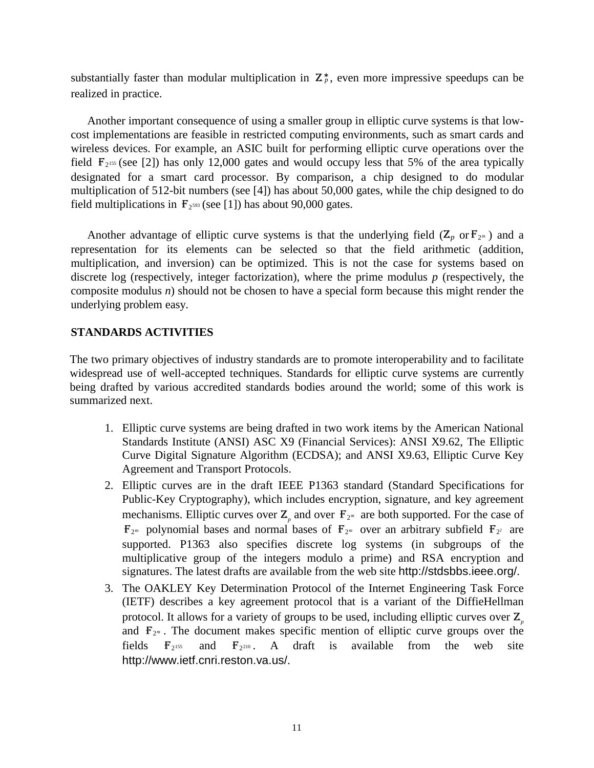substantially faster than modular multiplication in $\mathbb{Z}_p^*$, even more impressive speedups can be realized in practice.

Another important consequence of using a smaller group in elliptic curve systems is that low-cost implementations are feasible in restricted computing environments, such as smart cards and wireless devices. For example, an ASIC built for performing elliptic curve operations over the field $\mathbb{F}_{2^{155}}$ (see [2]) has only 12,000 gates and would occupy less that 5% of the area typically designated for a smart card processor. By comparison, a chip designed to do modular multiplication of 512-bit numbers (see [4]) has about 50,000 gates, while the chip designed to do field multiplications in $\mathbb{F}_{2^{593}}$ (see [1]) has about 90,000 gates.

Another advantage of elliptic curve systems is that the underlying field ($\mathbb{Z}_p$ or $\mathbb{F}_{2^m}$) and a representation for its elements can be selected so that the field arithmetic (addition, multiplication, and inversion) can be optimized. This is not the case for systems based on discrete log (respectively, integer factorization), where the prime modulus *p* (respectively, the composite modulus *n*) should not be chosen to have a special form because this might render the underlying problem easy.

## STANDARDS ACTIVITIES

The two primary objectives of industry standards are to promote interoperability and to facilitate widespread use of well-accepted techniques. Standards for elliptic curve systems are currently being drafted by various accredited standards bodies around the world; some of this work is summarized next.

1. Elliptic curve systems are being drafted in two work items by the American National Standards Institute (ANSI) ASC X9 (Financial Services): ANSI X9.62, The Elliptic Curve Digital Signature Algorithm (ECDSA); and ANSI X9.63, Elliptic Curve Key Agreement and Transport Protocols.
2. Elliptic curves are in the draft IEEE P1363 standard (Standard Specifications for Public-Key Cryptography), which includes encryption, signature, and key agreement mechanisms. Elliptic curves over $\mathbb{Z}_p$ and over $\mathbb{F}_{2^m}$ are both supported. For the case of $\mathbb{F}_{2^m}$ polynomial bases and normal bases of $\mathbb{F}_{2^m}$ over an arbitrary subfield $\mathbb{F}_{2^l}$ are supported. P1363 also specifies discrete log systems (in subgroups of the multiplicative group of the integers modulo a prime) and RSA encryption and signatures. The latest drafts are available from the web site http://stdsbbs.ieee.org/.
3. The OAKLEY Key Determination Protocol of the Internet Engineering Task Force (IETF) describes a key agreement protocol that is a variant of the DiffieHellman protocol. It allows for a variety of groups to be used, including elliptic curves over $\mathbb{Z}_p$ and $\mathbb{F}_{2^m}$. The document makes specific mention of elliptic curve groups over the fields $\mathbb{F}_{2^{155}}$ and $\mathbb{F}_{2^{210}}$. A draft is available from the web site http://www.ietf.cnri.reston.va.us/.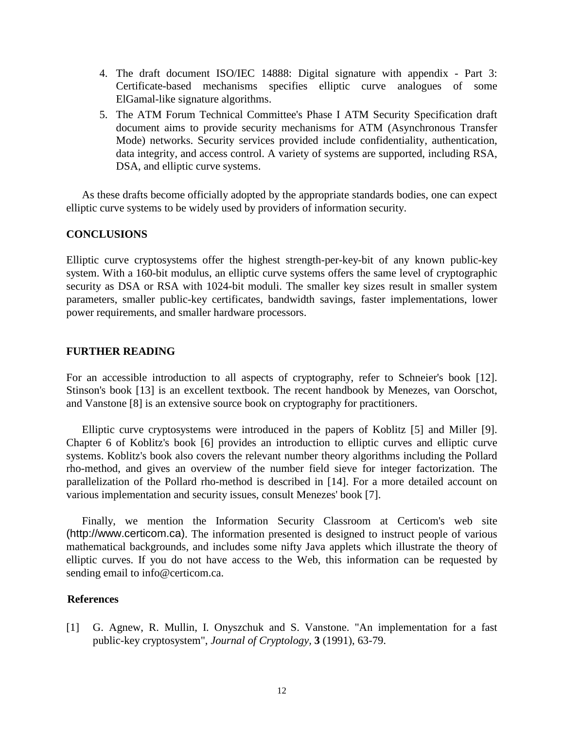4. The draft document ISO/IEC 14888: Digital signature with appendix - Part 3: Certificate-based mechanisms specifies elliptic curve analogues of some ElGamal-like signature algorithms.
5. The ATM Forum Technical Committee's Phase I ATM Security Specification draft document aims to provide security mechanisms for ATM (Asynchronous Transfer Mode) networks. Security services provided include confidentiality, authentication, data integrity, and access control. A variety of systems are supported, including RSA, DSA, and elliptic curve systems.

As these drafts become officially adopted by the appropriate standards bodies, one can expect elliptic curve systems to be widely used by providers of information security.

## CONCLUSIONS

Elliptic curve cryptosystems offer the highest strength-per-key-bit of any known public-key system. With a 160-bit modulus, an elliptic curve systems offers the same level of cryptographic security as DSA or RSA with 1024-bit moduli. The smaller key sizes result in smaller system parameters, smaller public-key certificates, bandwidth savings, faster implementations, lower power requirements, and smaller hardware processors.

## FURTHER READING

For an accessible introduction to all aspects of cryptography, refer to Schneier's book [12]. Stinson's book [13] is an excellent textbook. The recent handbook by Menezes, van Oorschot, and Vanstone [8] is an extensive source book on cryptography for practitioners.

Elliptic curve cryptosystems were introduced in the papers of Koblitz [5] and Miller [9]. Chapter 6 of Koblitz's book [6] provides an introduction to elliptic curves and elliptic curve systems. Koblitz's book also covers the relevant number theory algorithms including the Pollard rho-method, and gives an overview of the number field sieve for integer factorization. The parallelization of the Pollard rho-method is described in [14]. For a more detailed account on various implementation and security issues, consult Menezes' book [7].

Finally, we mention the Information Security Classroom at Certicom's web site (http://www.certicom.ca). The information presented is designed to instruct people of various mathematical backgrounds, and includes some nifty Java applets which illustrate the theory of elliptic curves. If you do not have access to the Web, this information can be requested by sending email to info@certicom.ca.

## References

[1] G. Agnew, R. Mullin, I. Onyszchuk and S. Vanstone. "An implementation for a fast public-key cryptosystem", *Journal of Cryptology*, **3** (1991), 63-79.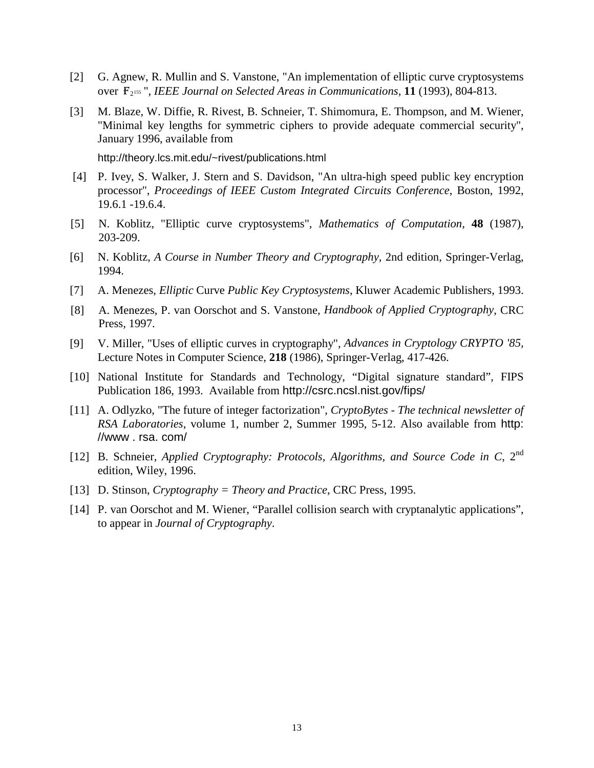[2] G. Agnew, R. Mullin and S. Vanstone, "An implementation of elliptic curve cryptosystems over $\mathbb{F}_{2^{155}}$", *IEEE Journal on Selected Areas in Communications*, **11** (1993), 804-813.

[3] M. Blaze, W. Diffie, R. Rivest, B. Schneier, T. Shimomura, E. Thompson, and M. Wiener, "Minimal key lengths for symmetric ciphers to provide adequate commercial security", January 1996, available from

http://theory.lcs.mit.edu/~rivest/publications.html

[4] P. Ivey, S. Walker, J. Stern and S. Davidson, "An ultra-high speed public key encryption processor", *Proceedings of IEEE Custom Integrated Circuits Conference*, Boston, 1992, 19.6.1 -19.6.4.

[5] N. Koblitz, "Elliptic curve cryptosystems", *Mathematics of Computation*, **48** (1987), 203-209.

[6] N. Koblitz, *A Course in Number Theory and Cryptography*, 2nd edition, Springer-Verlag, 1994.

[7] A. Menezes, *Elliptic* Curve *Public Key Cryptosystems*, Kluwer Academic Publishers, 1993.

[8] A. Menezes, P. van Oorschot and S. Vanstone, *Handbook of Applied Cryptography*, CRC Press, 1997.

[9] V. Miller, "Uses of elliptic curves in cryptography", *Advances in Cryptology CRYPTO '85,* Lecture Notes in Computer Science, **218** (1986), Springer-Verlag, 417-426.

[10] National Institute for Standards and Technology, "Digital signature standard", FIPS Publication 186, 1993. Available from http://csrc.ncsl.nist.gov/fips/

[11] A. Odlyzko, "The future of integer factorization", *CryptoBytes - The technical newsletter of RSA Laboratories*, volume 1, number 2, Summer 1995, 5-12. Also available from http: //www . rsa. com/

[12] B. Schneier, *Applied Cryptography: Protocols, Algorithms, and Source Code in C*, 2nd edition, Wiley, 1996.

[13] D. Stinson, *Cryptography = Theory and Practice*, CRC Press, 1995.

[14] P. van Oorschot and M. Wiener, "Parallel collision search with cryptanalytic applications", to appear in *Journal of Cryptography*.